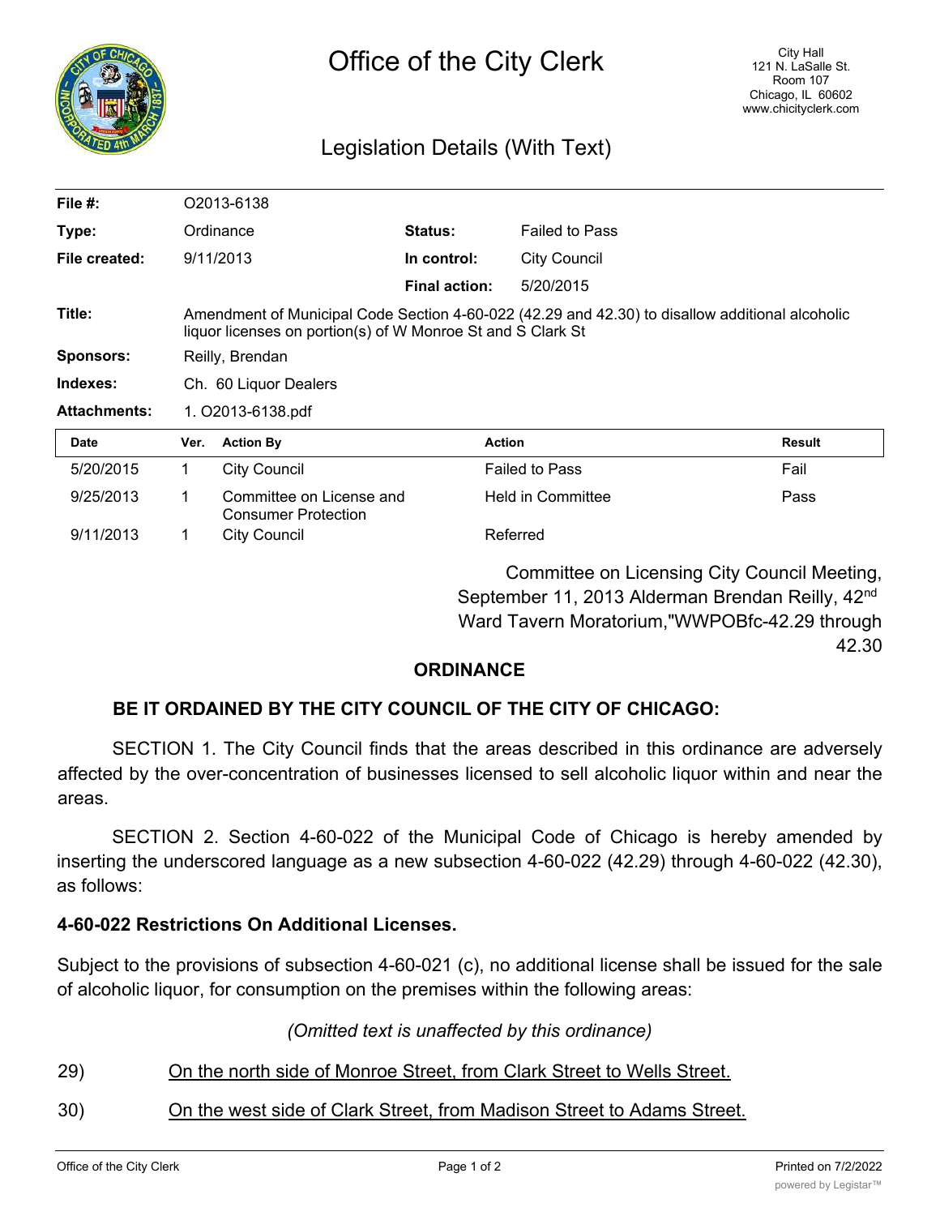# Office of the City Clerk

City Hall
121 N. LaSalle St.
Room 107
Chicago, IL 60602
www.chicityclerk.com

## Legislation Details (With Text)

| | | | |
|---|---|---|---|
| **File #:** | O2013-6138 | | |
| **Type:** | Ordinance | **Status:** | Failed to Pass |
| **File created:** | 9/11/2013 | **In control:** | City Council |
| | | **Final action:** | 5/20/2015 |

**Title:** Amendment of Municipal Code Section 4-60-022 (42.29 and 42.30) to disallow additional alcoholic liquor licenses on portion(s) of W Monroe St and S Clark St

**Sponsors:** Reilly, Brendan

**Indexes:** Ch. 60 Liquor Dealers

**Attachments:** 1. O2013-6138.pdf

| Date | Ver. | Action By | Action | Result |
|---|---|---|---|---|
| 5/20/2015 | 1 | City Council | Failed to Pass | Fail |
| 9/25/2013 | 1 | Committee on License and Consumer Protection | Held in Committee | Pass |
| 9/11/2013 | 1 | City Council | Referred | |

Committee on Licensing City Council Meeting, September 11, 2013 Alderman Brendan Reilly, 42nd Ward Tavern Moratorium,"WWPOBfc-42.29 through 42.30

## ORDINANCE

**BE IT ORDAINED BY THE CITY COUNCIL OF THE CITY OF CHICAGO:**

SECTION 1. The City Council finds that the areas described in this ordinance are adversely affected by the over-concentration of businesses licensed to sell alcoholic liquor within and near the areas.

SECTION 2. Section 4-60-022 of the Municipal Code of Chicago is hereby amended by inserting the underscored language as a new subsection 4-60-022 (42.29) through 4-60-022 (42.30), as follows:

**4-60-022 Restrictions On Additional Licenses.**

Subject to the provisions of subsection 4-60-021 (c), no additional license shall be issued for the sale of alcoholic liquor, for consumption on the premises within the following areas:

*(Omitted text is unaffected by this ordinance)*

29) <u>On the north side of Monroe Street, from Clark Street to Wells Street.</u>

30) <u>On the west side of Clark Street, from Madison Street to Adams Street.</u>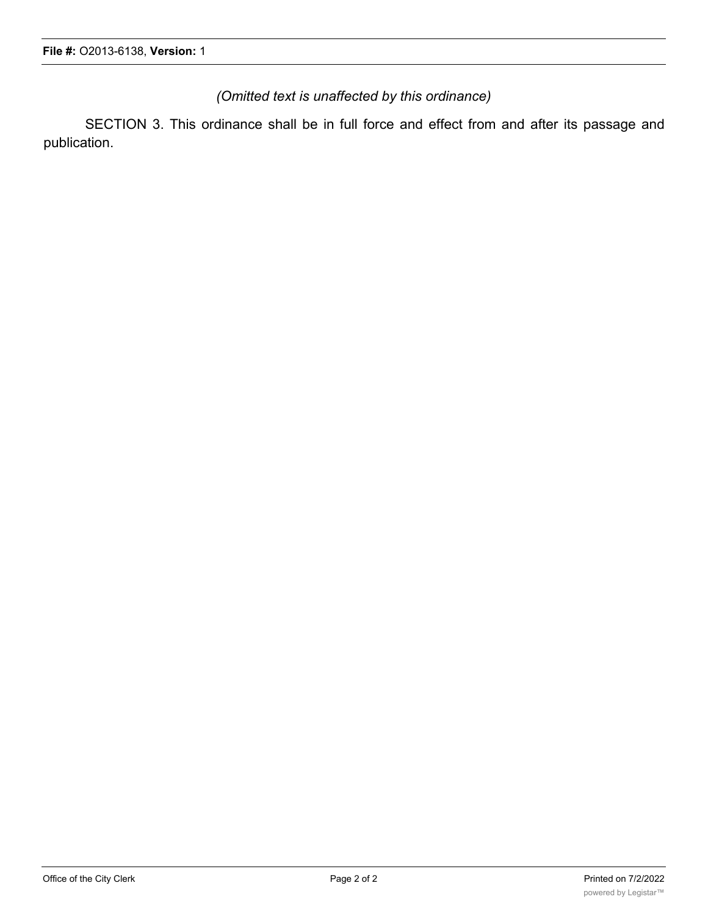*(Omitted text is unaffected by this ordinance)*

SECTION 3. This ordinance shall be in full force and effect from and after its passage and publication.